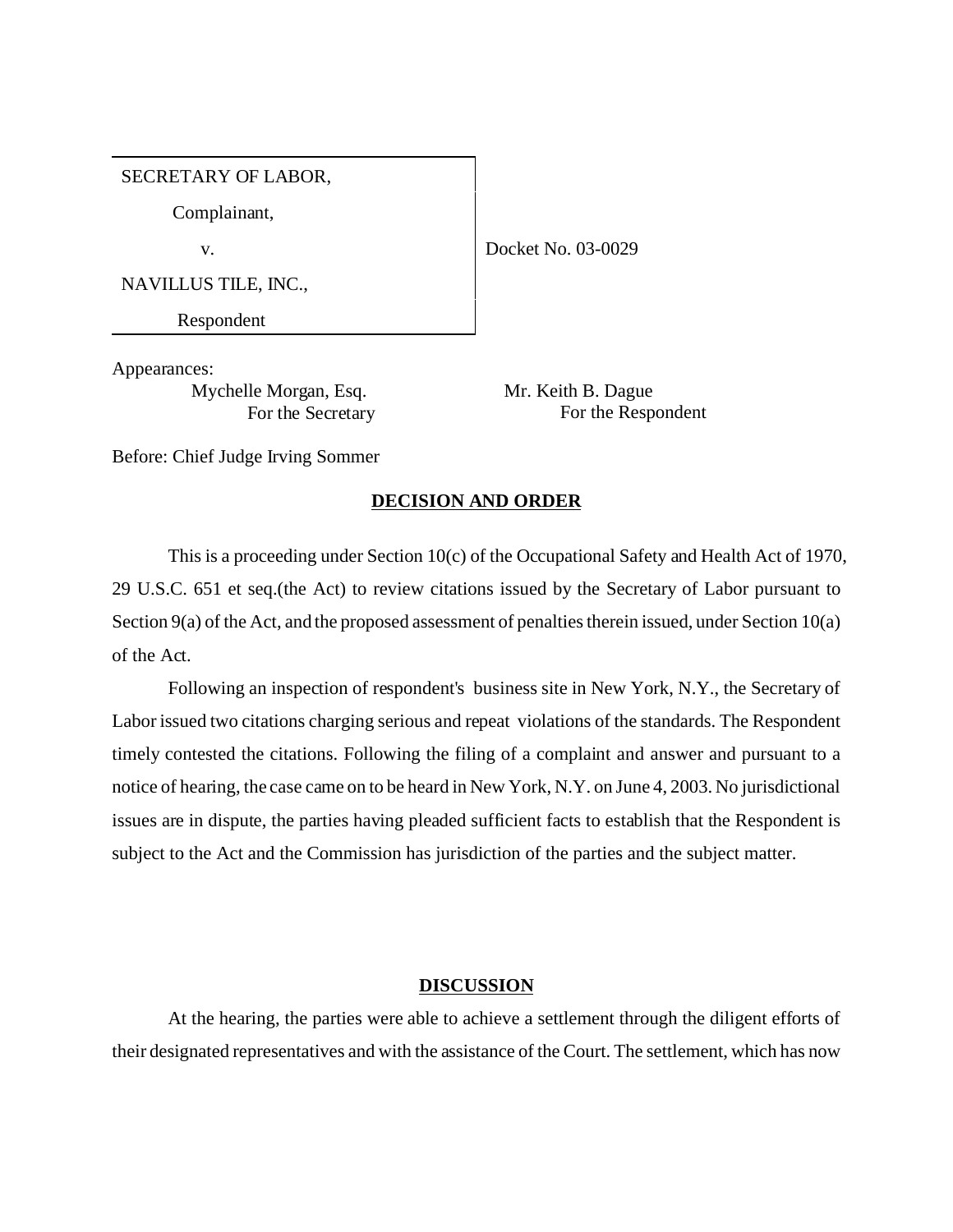SECRETARY OF LABOR,

Complainant,

v.

NAVILLUS TILE, INC.,

Respondent

Docket No. 03-0029

Appearances:

Mychelle Morgan, Esq.
For the Secretary

Mr. Keith B. Dague
For the Respondent

Before: Chief Judge Irving Sommer

## DECISION AND ORDER

This is a proceeding under Section 10(c) of the Occupational Safety and Health Act of 1970, 29 U.S.C. 651 et seq.(the Act) to review citations issued by the Secretary of Labor pursuant to Section 9(a) of the Act, and the proposed assessment of penalties therein issued, under Section 10(a) of the Act.

Following an inspection of respondent's business site in New York, N.Y., the Secretary of Labor issued two citations charging serious and repeat violations of the standards. The Respondent timely contested the citations. Following the filing of a complaint and answer and pursuant to a notice of hearing, the case came on to be heard in New York, N.Y. on June 4, 2003. No jurisdictional issues are in dispute, the parties having pleaded sufficient facts to establish that the Respondent is subject to the Act and the Commission has jurisdiction of the parties and the subject matter.

## DISCUSSION

At the hearing, the parties were able to achieve a settlement through the diligent efforts of their designated representatives and with the assistance of the Court. The settlement, which has now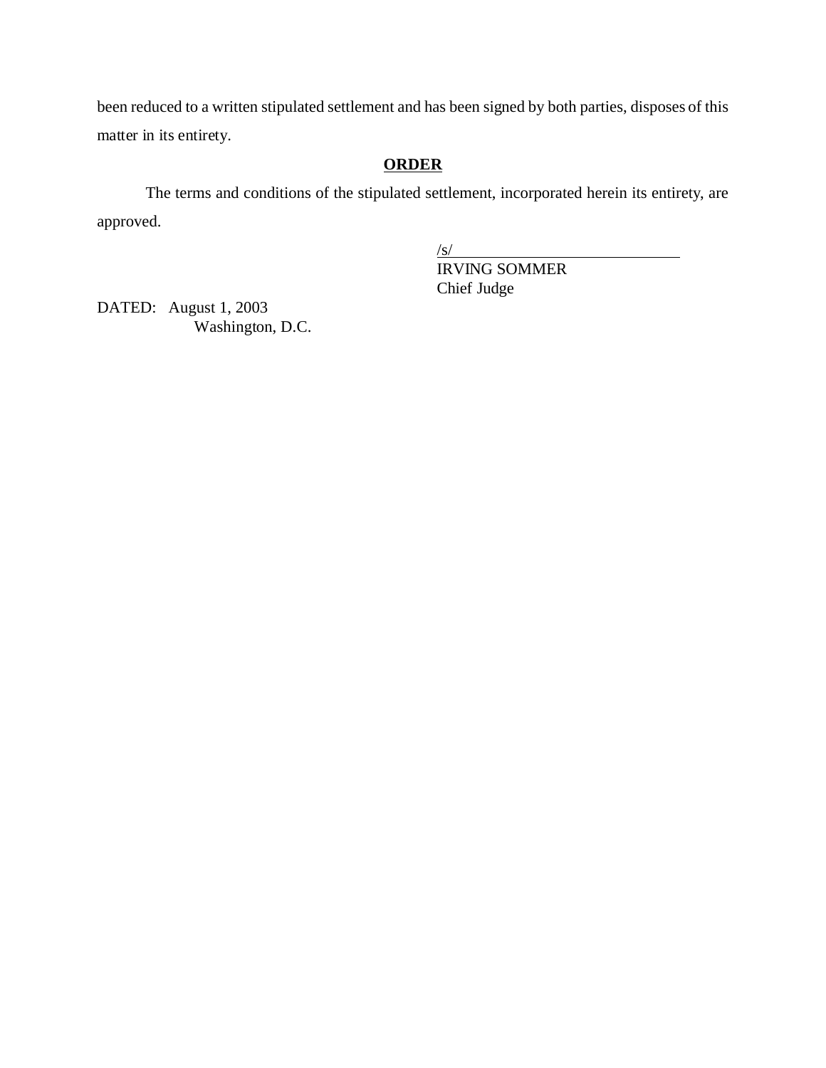been reduced to a written stipulated settlement and has been signed by both parties, disposes of this matter in its entirety.

**ORDER**

The terms and conditions of the stipulated settlement, incorporated herein its entirety, are approved.

/s/
IRVING SOMMER
Chief Judge

DATED: August 1, 2003
Washington, D.C.